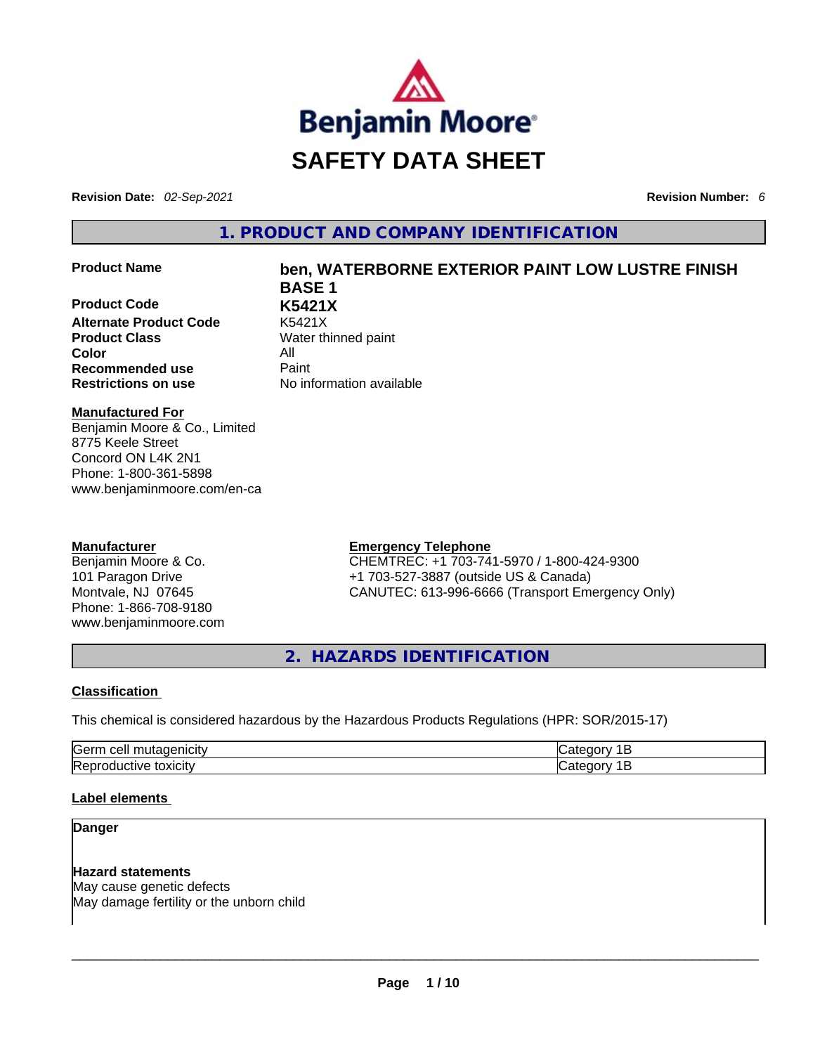Benjamin Moore®

# SAFETY DATA SHEET

**Revision Date:** *02-Sep-2021* **Revision Number:** *6*

## 1. PRODUCT AND COMPANY IDENTIFICATION

| | |
|---|---|
| **Product Name** | **ben, WATERBORNE EXTERIOR PAINT LOW LUSTRE FINISH BASE 1** |
| **Product Code** | **K5421X** |
| **Alternate Product Code** | K5421X |
| **Product Class** | Water thinned paint |
| **Color** | All |
| **Recommended use** | Paint |
| **Restrictions on use** | No information available |

**Manufactured For**
Benjamin Moore & Co., Limited
8775 Keele Street
Concord ON L4K 2N1
Phone: 1-800-361-5898
www.benjaminmoore.com/en-ca

**Manufacturer**
Benjamin Moore & Co.
101 Paragon Drive
Montvale, NJ 07645
Phone: 1-866-708-9180
www.benjaminmoore.com

**Emergency Telephone**
CHEMTREC: +1 703-741-5970 / 1-800-424-9300
+1 703-527-3887 (outside US & Canada)
CANUTEC: 613-996-6666 (Transport Emergency Only)

## 2. HAZARDS IDENTIFICATION

**Classification**

This chemical is considered hazardous by the Hazardous Products Regulations (HPR: SOR/2015-17)

| | |
|---|---|
| Germ cell mutagenicity | Category 1B |
| Reproductive toxicity | Category 1B |

**Label elements**

**Danger**

**Hazard statements**
May cause genetic defects
May damage fertility or the unborn child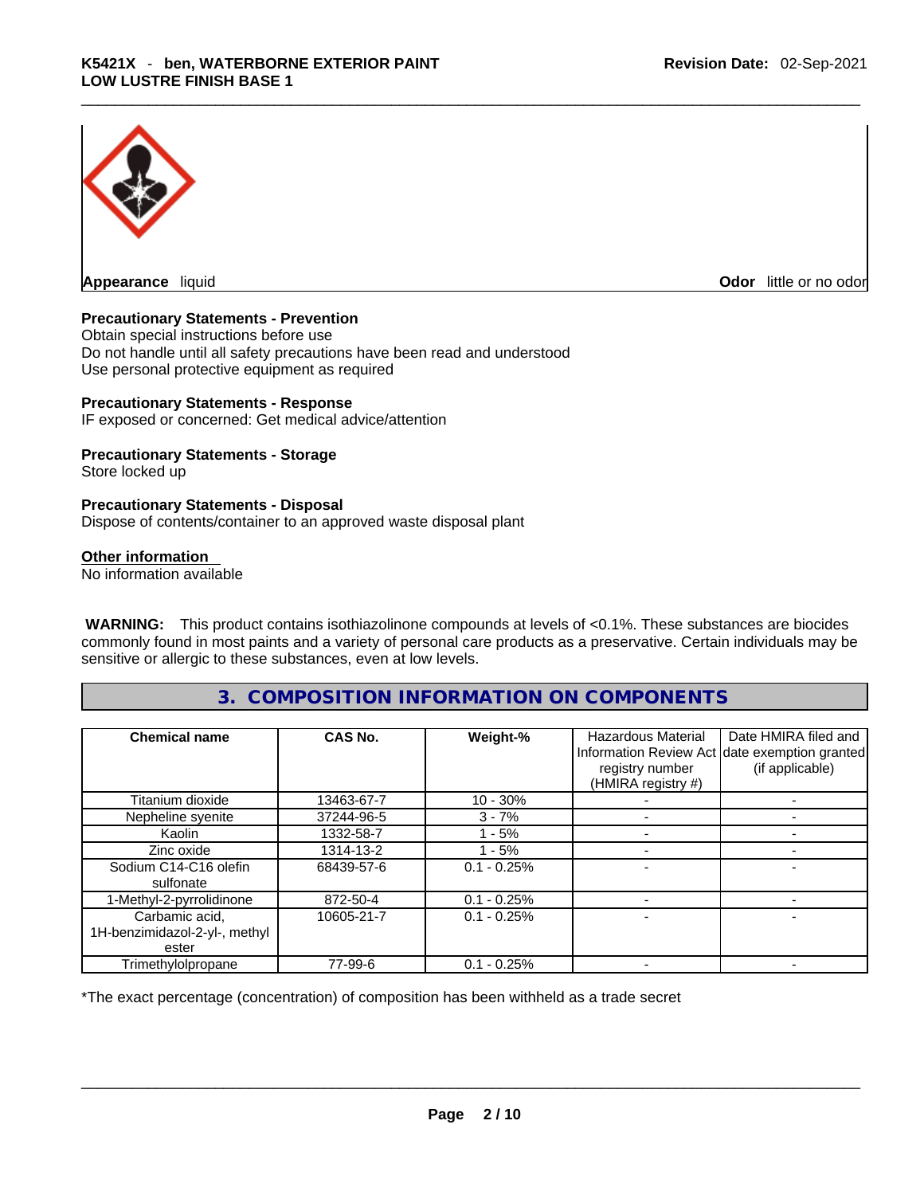**Appearance** liquid

**Odor** little or no odor

**Precautionary Statements - Prevention**

Obtain special instructions before use
Do not handle until all safety precautions have been read and understood
Use personal protective equipment as required

**Precautionary Statements - Response**

IF exposed or concerned: Get medical advice/attention

**Precautionary Statements - Storage**

Store locked up

**Precautionary Statements - Disposal**

Dispose of contents/container to an approved waste disposal plant

**Other information**

No information available

**WARNING:** This product contains isothiazolinone compounds at levels of <0.1%. These substances are biocides commonly found in most paints and a variety of personal care products as a preservative. Certain individuals may be sensitive or allergic to these substances, even at low levels.

## 3. COMPOSITION INFORMATION ON COMPONENTS

| Chemical name | CAS No. | Weight-% | Hazardous Material Information Review Act registry number (HMIRA registry #) | Date HMIRA filed and date exemption granted (if applicable) |
|---|---|---|---|---|
| Titanium dioxide | 13463-67-7 | 10 - 30% | - | - |
| Nepheline syenite | 37244-96-5 | 3 - 7% | - | - |
| Kaolin | 1332-58-7 | 1 - 5% | - | - |
| Zinc oxide | 1314-13-2 | 1 - 5% | - | - |
| Sodium C14-C16 olefin sulfonate | 68439-57-6 | 0.1 - 0.25% | - | - |
| 1-Methyl-2-pyrrolidinone | 872-50-4 | 0.1 - 0.25% | - | - |
| Carbamic acid, 1H-benzimidazol-2-yl-, methyl ester | 10605-21-7 | 0.1 - 0.25% | - | - |
| Trimethylolpropane | 77-99-6 | 0.1 - 0.25% | - | - |

*The exact percentage (concentration) of composition has been withheld as a trade secret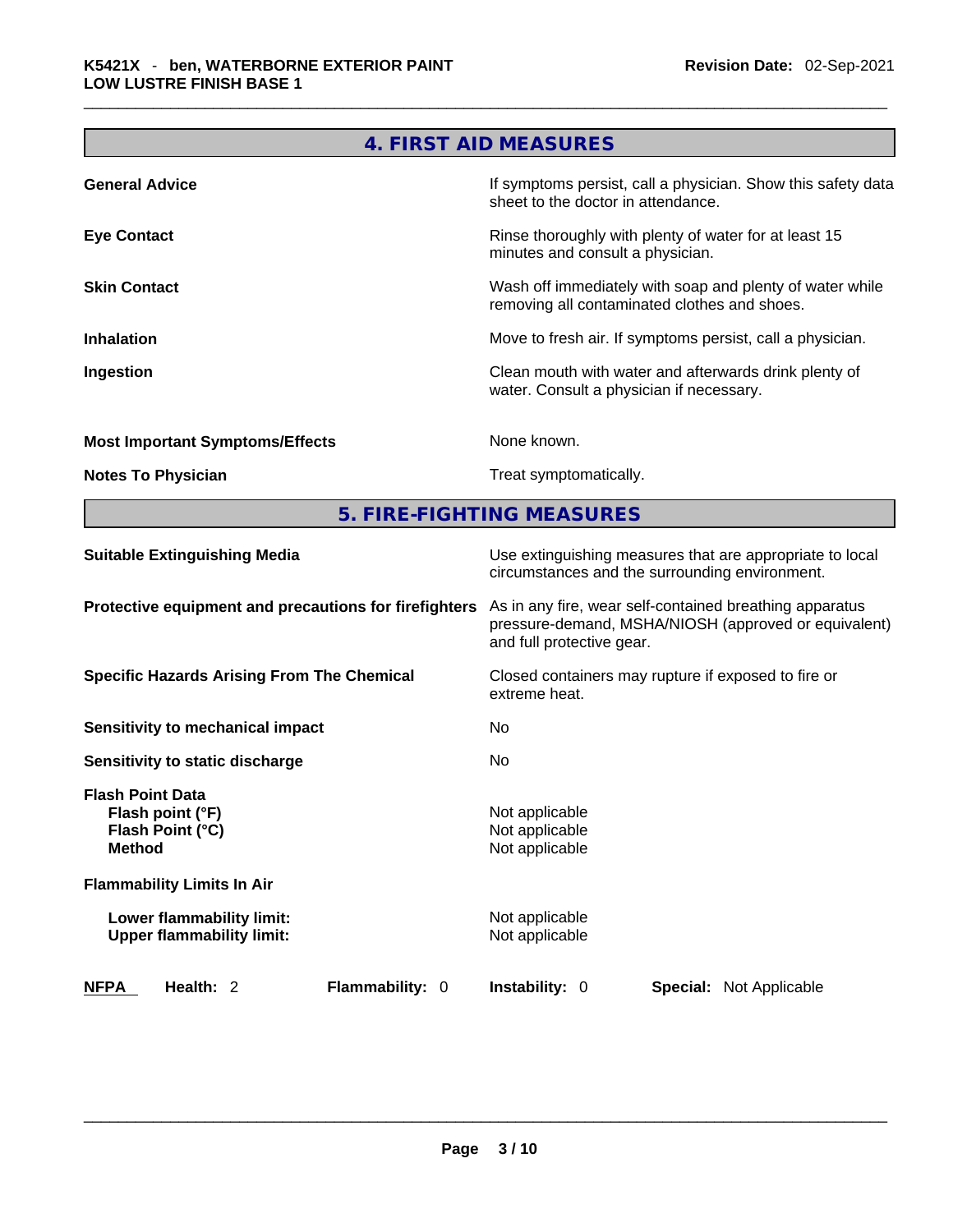## 4. FIRST AID MEASURES

| | |
|---|---|
| **General Advice** | If symptoms persist, call a physician. Show this safety data sheet to the doctor in attendance. |
| **Eye Contact** | Rinse thoroughly with plenty of water for at least 15 minutes and consult a physician. |
| **Skin Contact** | Wash off immediately with soap and plenty of water while removing all contaminated clothes and shoes. |
| **Inhalation** | Move to fresh air. If symptoms persist, call a physician. |
| **Ingestion** | Clean mouth with water and afterwards drink plenty of water. Consult a physician if necessary. |
| **Most Important Symptoms/Effects** | None known. |
| **Notes To Physician** | Treat symptomatically. |

## 5. FIRE-FIGHTING MEASURES

| | |
|---|---|
| **Suitable Extinguishing Media** | Use extinguishing measures that are appropriate to local circumstances and the surrounding environment. |
| **Protective equipment and precautions for firefighters** | As in any fire, wear self-contained breathing apparatus pressure-demand, MSHA/NIOSH (approved or equivalent) and full protective gear. |
| **Specific Hazards Arising From The Chemical** | Closed containers may rupture if exposed to fire or extreme heat. |
| **Sensitivity to mechanical impact** | No |
| **Sensitivity to static discharge** | No |
| **Flash Point Data** | |
| **Flash point (°F)** | Not applicable |
| **Flash Point (°C)** | Not applicable |
| **Method** | Not applicable |
| **Flammability Limits In Air** | |
| **Lower flammability limit:** | Not applicable |
| **Upper flammability limit:** | Not applicable |

**NFPA** **Health:** 2 **Flammability:** 0 **Instability:** 0 **Special:** Not Applicable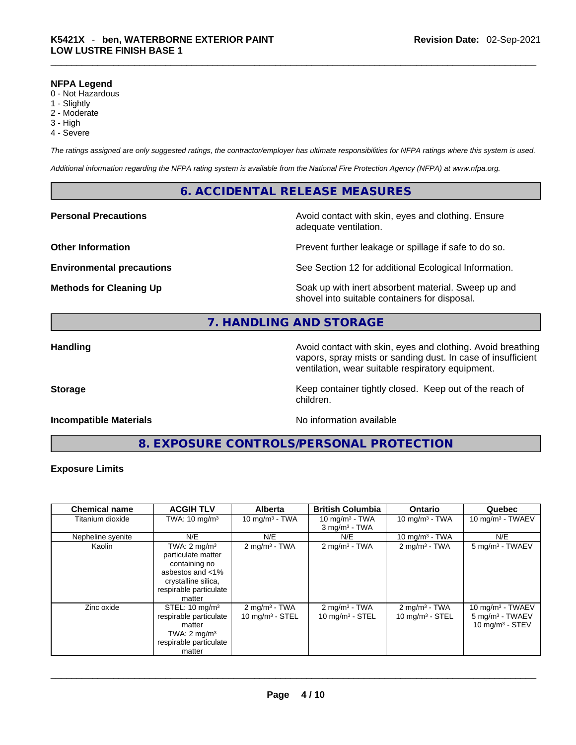**NFPA Legend**
0 - Not Hazardous
1 - Slightly
2 - Moderate
3 - High
4 - Severe

*The ratings assigned are only suggested ratings, the contractor/employer has ultimate responsibilities for NFPA ratings where this system is used.*

*Additional information regarding the NFPA rating system is available from the National Fire Protection Agency (NFPA) at www.nfpa.org.*

## 6. ACCIDENTAL RELEASE MEASURES

**Personal Precautions** Avoid contact with skin, eyes and clothing. Ensure adequate ventilation.

**Other Information** Prevent further leakage or spillage if safe to do so.

**Environmental precautions** See Section 12 for additional Ecological Information.

**Methods for Cleaning Up** Soak up with inert absorbent material. Sweep up and shovel into suitable containers for disposal.

## 7. HANDLING AND STORAGE

**Handling** Avoid contact with skin, eyes and clothing. Avoid breathing vapors, spray mists or sanding dust. In case of insufficient ventilation, wear suitable respiratory equipment.

**Storage** Keep container tightly closed. Keep out of the reach of children.

**Incompatible Materials** No information available

## 8. EXPOSURE CONTROLS/PERSONAL PROTECTION

**Exposure Limits**

| Chemical name | ACGIH TLV | Alberta | British Columbia | Ontario | Quebec |
|---|---|---|---|---|---|
| Titanium dioxide | TWA: 10 mg/m³ | 10 mg/m³ - TWA | 10 mg/m³ - TWA<br>3 mg/m³ - TWA | 10 mg/m³ - TWA | 10 mg/m³ - TWAEV |
| Nepheline syenite | N/E | N/E | N/E | 10 mg/m³ - TWA | N/E |
| Kaolin | TWA: 2 mg/m³ particulate matter containing no asbestos and <1% crystalline silica, respirable particulate matter | 2 mg/m³ - TWA | 2 mg/m³ - TWA | 2 mg/m³ - TWA | 5 mg/m³ - TWAEV |
| Zinc oxide | STEL: 10 mg/m³ respirable particulate matter<br>TWA: 2 mg/m³ respirable particulate matter | 2 mg/m³ - TWA<br>10 mg/m³ - STEL | 2 mg/m³ - TWA<br>10 mg/m³ - STEL | 2 mg/m³ - TWA<br>10 mg/m³ - STEL | 10 mg/m³ - TWAEV<br>5 mg/m³ - TWAEV<br>10 mg/m³ - STEV |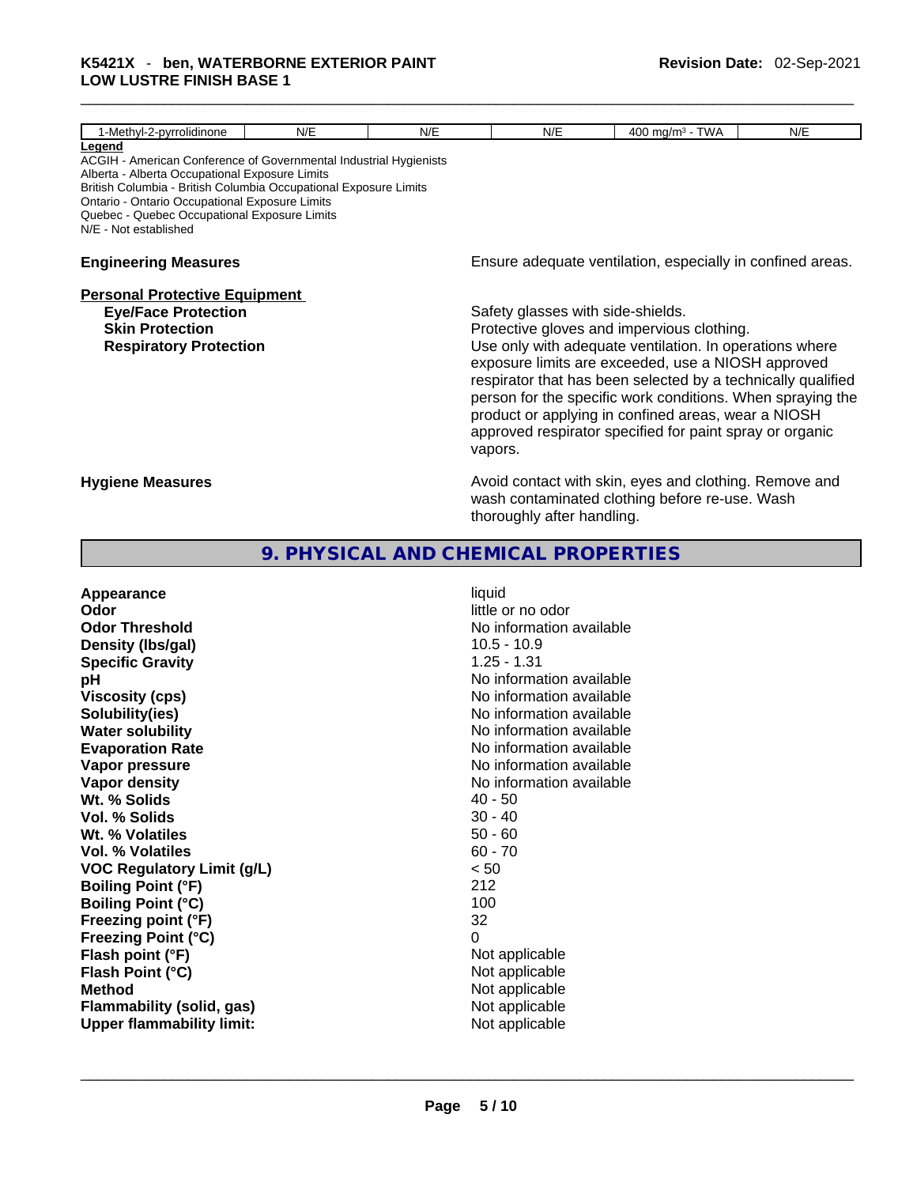| 1-Methyl-2-pyrrolidinone | N/E | N/E | N/E | 400 mg/m³ - TWA | N/E |
|---|---|---|---|---|---|

**Legend**
ACGIH - American Conference of Governmental Industrial Hygienists
Alberta - Alberta Occupational Exposure Limits
British Columbia - British Columbia Occupational Exposure Limits
Ontario - Ontario Occupational Exposure Limits
Quebec - Quebec Occupational Exposure Limits
N/E - Not established

**Engineering Measures** Ensure adequate ventilation, especially in confined areas.

**Personal Protective Equipment**

**Eye/Face Protection** Safety glasses with side-shields.

**Skin Protection** Protective gloves and impervious clothing.

**Respiratory Protection** Use only with adequate ventilation. In operations where exposure limits are exceeded, use a NIOSH approved respirator that has been selected by a technically qualified person for the specific work conditions. When spraying the product or applying in confined areas, wear a NIOSH approved respirator specified for paint spray or organic vapors.

**Hygiene Measures** Avoid contact with skin, eyes and clothing. Remove and wash contaminated clothing before re-use. Wash thoroughly after handling.

## 9. PHYSICAL AND CHEMICAL PROPERTIES

| | |
|---|---|
| **Appearance** | liquid |
| **Odor** | little or no odor |
| **Odor Threshold** | No information available |
| **Density (lbs/gal)** | 10.5 - 10.9 |
| **Specific Gravity** | 1.25 - 1.31 |
| **pH** | No information available |
| **Viscosity (cps)** | No information available |
| **Solubility(ies)** | No information available |
| **Water solubility** | No information available |
| **Evaporation Rate** | No information available |
| **Vapor pressure** | No information available |
| **Vapor density** | No information available |
| **Wt. % Solids** | 40 - 50 |
| **Vol. % Solids** | 30 - 40 |
| **Wt. % Volatiles** | 50 - 60 |
| **Vol. % Volatiles** | 60 - 70 |
| **VOC Regulatory Limit (g/L)** | < 50 |
| **Boiling Point (°F)** | 212 |
| **Boiling Point (°C)** | 100 |
| **Freezing point (°F)** | 32 |
| **Freezing Point (°C)** | 0 |
| **Flash point (°F)** | Not applicable |
| **Flash Point (°C)** | Not applicable |
| **Method** | Not applicable |
| **Flammability (solid, gas)** | Not applicable |
| **Upper flammability limit:** | Not applicable |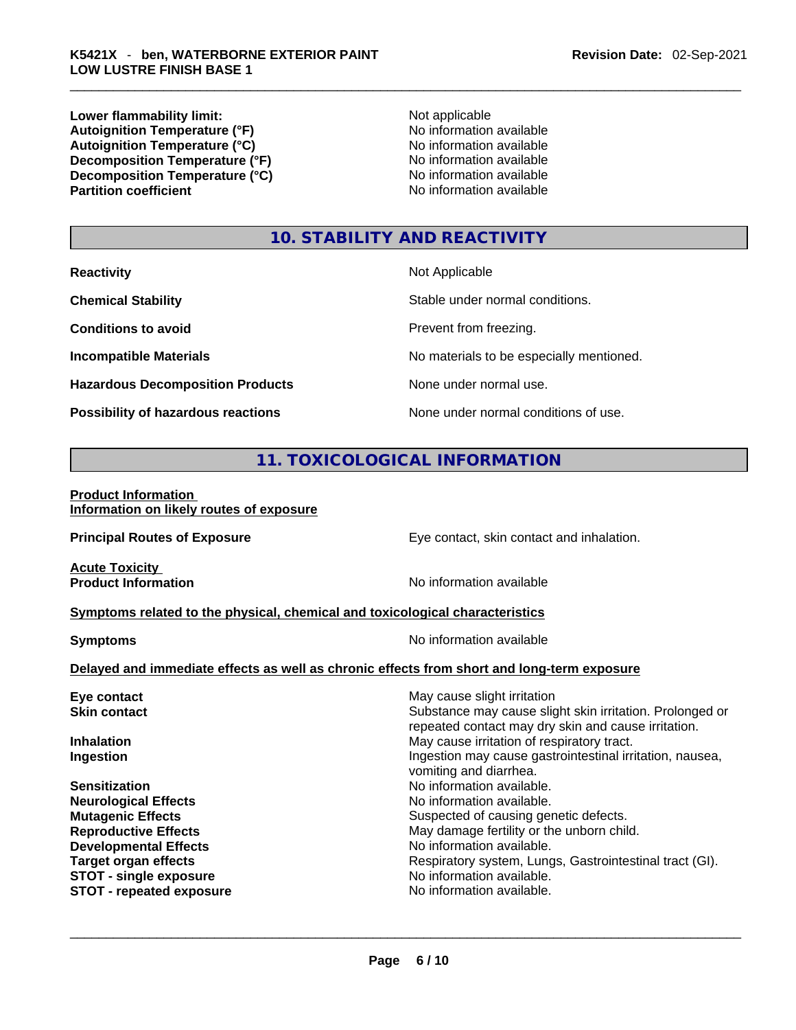| | |
|---|---|
| **Lower flammability limit:** | Not applicable |
| **Autoignition Temperature (°F)** | No information available |
| **Autoignition Temperature (°C)** | No information available |
| **Decomposition Temperature (°F)** | No information available |
| **Decomposition Temperature (°C)** | No information available |
| **Partition coefficient** | No information available |

## 10. STABILITY AND REACTIVITY

| | |
|---|---|
| **Reactivity** | Not Applicable |
| **Chemical Stability** | Stable under normal conditions. |
| **Conditions to avoid** | Prevent from freezing. |
| **Incompatible Materials** | No materials to be especially mentioned. |
| **Hazardous Decomposition Products** | None under normal use. |
| **Possibility of hazardous reactions** | None under normal conditions of use. |

## 11. TOXICOLOGICAL INFORMATION

**Product Information**
**Information on likely routes of exposure**

| | |
|---|---|
| **Principal Routes of Exposure** | Eye contact, skin contact and inhalation. |

**Acute Toxicity**

| | |
|---|---|
| **Product Information** | No information available |

**Symptoms related to the physical, chemical and toxicological characteristics**

| | |
|---|---|
| **Symptoms** | No information available |

**Delayed and immediate effects as well as chronic effects from short and long-term exposure**

| | |
|---|---|
| **Eye contact** | May cause slight irritation |
| **Skin contact** | Substance may cause slight skin irritation. Prolonged or repeated contact may dry skin and cause irritation. |
| **Inhalation** | May cause irritation of respiratory tract. |
| **Ingestion** | Ingestion may cause gastrointestinal irritation, nausea, vomiting and diarrhea. |
| **Sensitization** | No information available. |
| **Neurological Effects** | No information available. |
| **Mutagenic Effects** | Suspected of causing genetic defects. |
| **Reproductive Effects** | May damage fertility or the unborn child. |
| **Developmental Effects** | No information available. |
| **Target organ effects** | Respiratory system, Lungs, Gastrointestinal tract (GI). |
| **STOT - single exposure** | No information available. |
| **STOT - repeated exposure** | No information available. |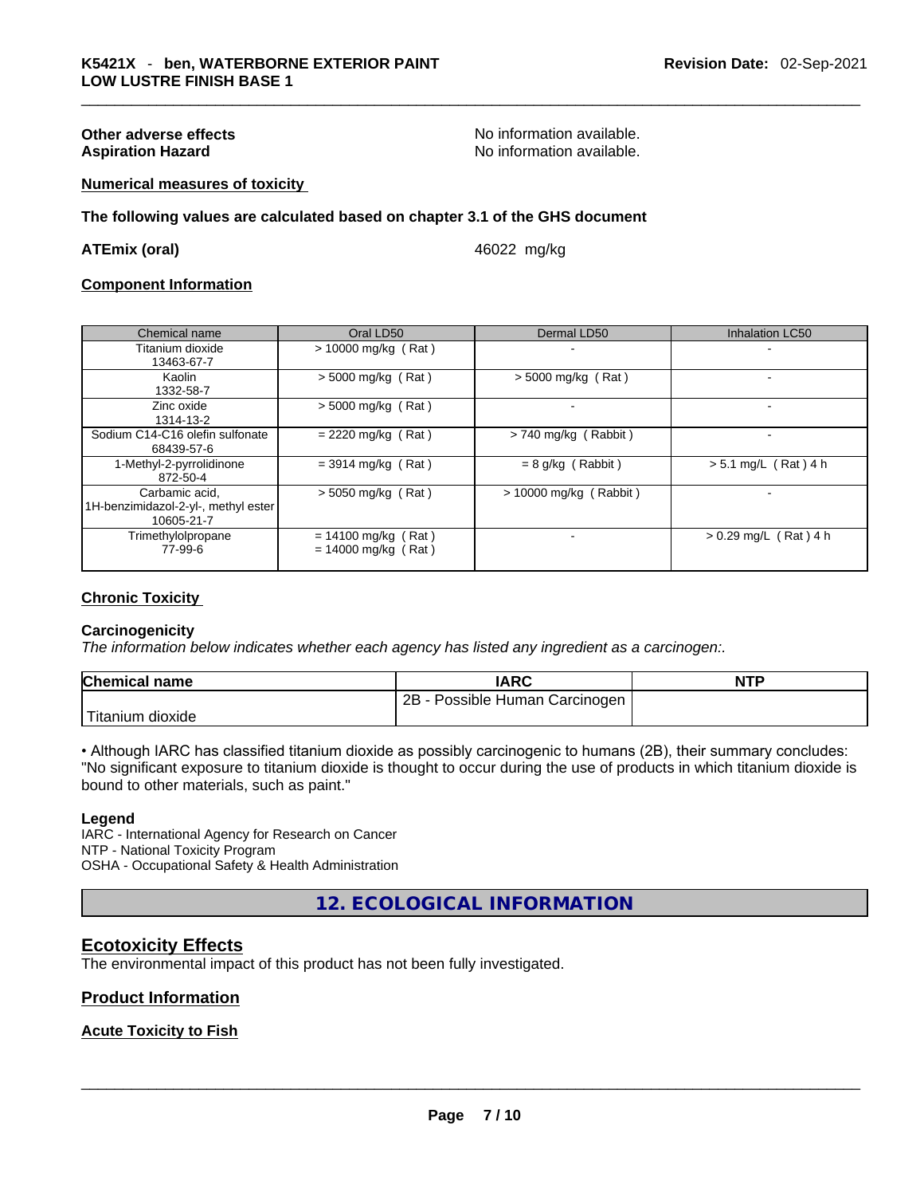**Other adverse effects** No information available.
**Aspiration Hazard** No information available.

**Numerical measures of toxicity**

**The following values are calculated based on chapter 3.1 of the GHS document**

**ATEmix (oral)** 46022 mg/kg

**Component Information**

| Chemical name | Oral LD50 | Dermal LD50 | Inhalation LC50 |
|---|---|---|---|
| Titanium dioxide 13463-67-7 | > 10000 mg/kg ( Rat ) | - | - |
| Kaolin 1332-58-7 | > 5000 mg/kg ( Rat ) | > 5000 mg/kg ( Rat ) | - |
| Zinc oxide 1314-13-2 | > 5000 mg/kg ( Rat ) | - | - |
| Sodium C14-C16 olefin sulfonate 68439-57-6 | = 2220 mg/kg ( Rat ) | > 740 mg/kg ( Rabbit ) | - |
| 1-Methyl-2-pyrrolidinone 872-50-4 | = 3914 mg/kg ( Rat ) | = 8 g/kg ( Rabbit ) | > 5.1 mg/L ( Rat ) 4 h |
| Carbamic acid, 1H-benzimidazol-2-yl-, methyl ester 10605-21-7 | > 5050 mg/kg ( Rat ) | > 10000 mg/kg ( Rabbit ) | - |
| Trimethylolpropane 77-99-6 | = 14100 mg/kg ( Rat ) = 14000 mg/kg ( Rat ) | - | > 0.29 mg/L ( Rat ) 4 h |

**Chronic Toxicity**

**Carcinogenicity**
*The information below indicates whether each agency has listed any ingredient as a carcinogen:.*

| Chemical name | IARC | NTP |
|---|---|---|
| Titanium dioxide | 2B - Possible Human Carcinogen | |

• Although IARC has classified titanium dioxide as possibly carcinogenic to humans (2B), their summary concludes: "No significant exposure to titanium dioxide is thought to occur during the use of products in which titanium dioxide is bound to other materials, such as paint."

**Legend**
IARC - International Agency for Research on Cancer
NTP - National Toxicity Program
OSHA - Occupational Safety & Health Administration

## 12. ECOLOGICAL INFORMATION

## Ecotoxicity Effects
The environmental impact of this product has not been fully investigated.

## Product Information

### Acute Toxicity to Fish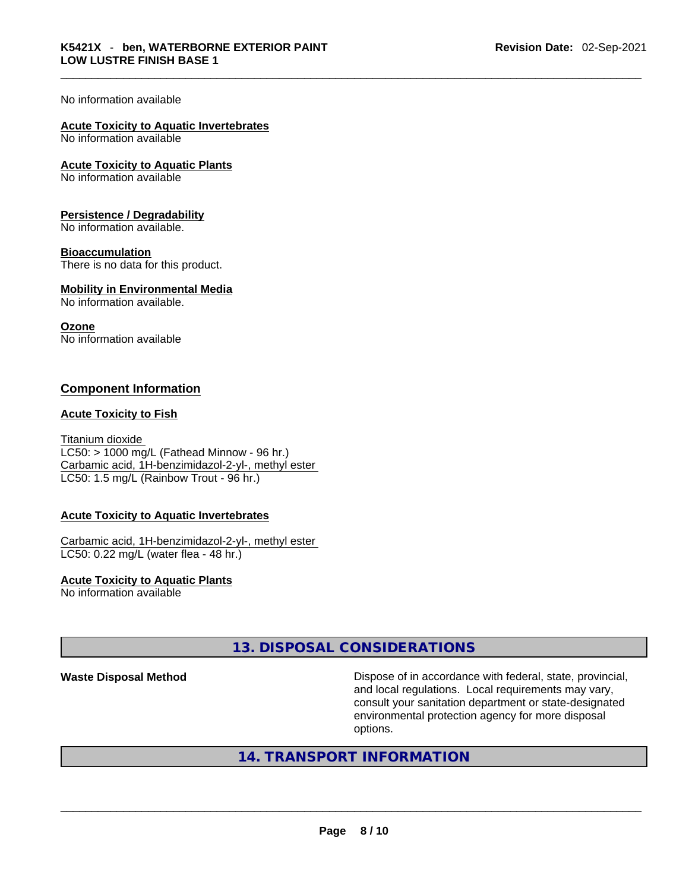No information available

**Acute Toxicity to Aquatic Invertebrates**
No information available

**Acute Toxicity to Aquatic Plants**
No information available

**Persistence / Degradability**
No information available.

**Bioaccumulation**
There is no data for this product.

**Mobility in Environmental Media**
No information available.

**Ozone**
No information available

## Component Information

**Acute Toxicity to Fish**

Titanium dioxide
LC50: > 1000 mg/L (Fathead Minnow - 96 hr.)
Carbamic acid, 1H-benzimidazol-2-yl-, methyl ester
LC50: 1.5 mg/L (Rainbow Trout - 96 hr.)

**Acute Toxicity to Aquatic Invertebrates**

Carbamic acid, 1H-benzimidazol-2-yl-, methyl ester
LC50: 0.22 mg/L (water flea - 48 hr.)

**Acute Toxicity to Aquatic Plants**
No information available

## 13. DISPOSAL CONSIDERATIONS

**Waste Disposal Method** Dispose of in accordance with federal, state, provincial, and local regulations. Local requirements may vary, consult your sanitation department or state-designated environmental protection agency for more disposal options.

## 14. TRANSPORT INFORMATION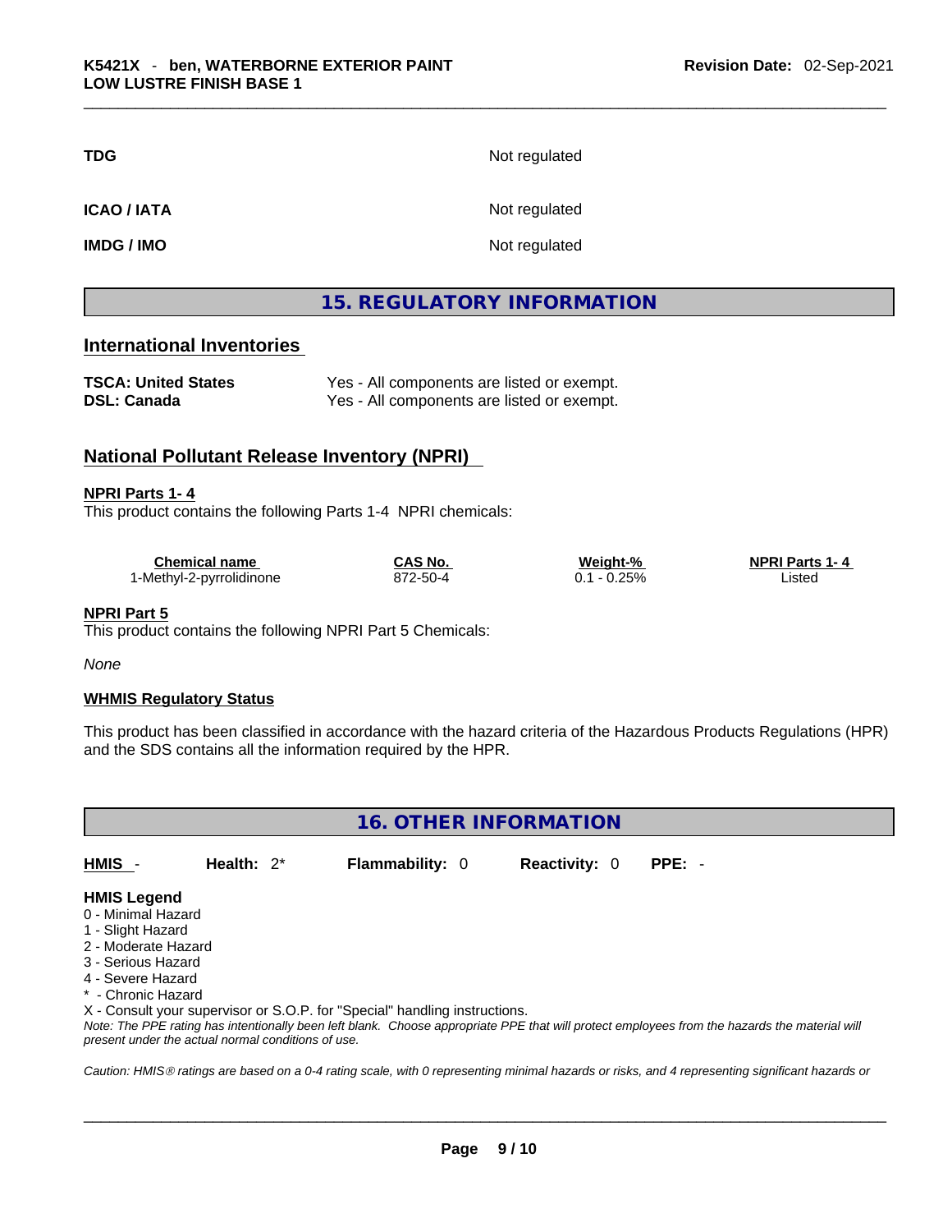| | |
|---|---|
| **TDG** | Not regulated |
| **ICAO / IATA** | Not regulated |
| **IMDG / IMO** | Not regulated |

## 15. REGULATORY INFORMATION

### International Inventories

| | |
|---|---|
| **TSCA: United States** | Yes - All components are listed or exempt. |
| **DSL: Canada** | Yes - All components are listed or exempt. |

### National Pollutant Release Inventory (NPRI)

**NPRI Parts 1- 4**

This product contains the following Parts 1-4 NPRI chemicals:

| Chemical name | CAS No. | Weight-% | NPRI Parts 1- 4 |
|---|---|---|---|
| 1-Methyl-2-pyrrolidinone | 872-50-4 | 0.1 - 0.25% | Listed |

**NPRI Part 5**

This product contains the following NPRI Part 5 Chemicals:

*None*

**WHMIS Regulatory Status**

This product has been classified in accordance with the hazard criteria of the Hazardous Products Regulations (HPR) and the SDS contains all the information required by the HPR.

## 16. OTHER INFORMATION

**HMIS** - **Health:** 2* **Flammability:** 0 **Reactivity:** 0 **PPE:** -

**HMIS Legend**

0 - Minimal Hazard
1 - Slight Hazard
2 - Moderate Hazard
3 - Serious Hazard
4 - Severe Hazard
* - Chronic Hazard
X - Consult your supervisor or S.O.P. for "Special" handling instructions.

*Note: The PPE rating has intentionally been left blank. Choose appropriate PPE that will protect employees from the hazards the material will present under the actual normal conditions of use.*

*Caution: HMIS® ratings are based on a 0-4 rating scale, with 0 representing minimal hazards or risks, and 4 representing significant hazards or*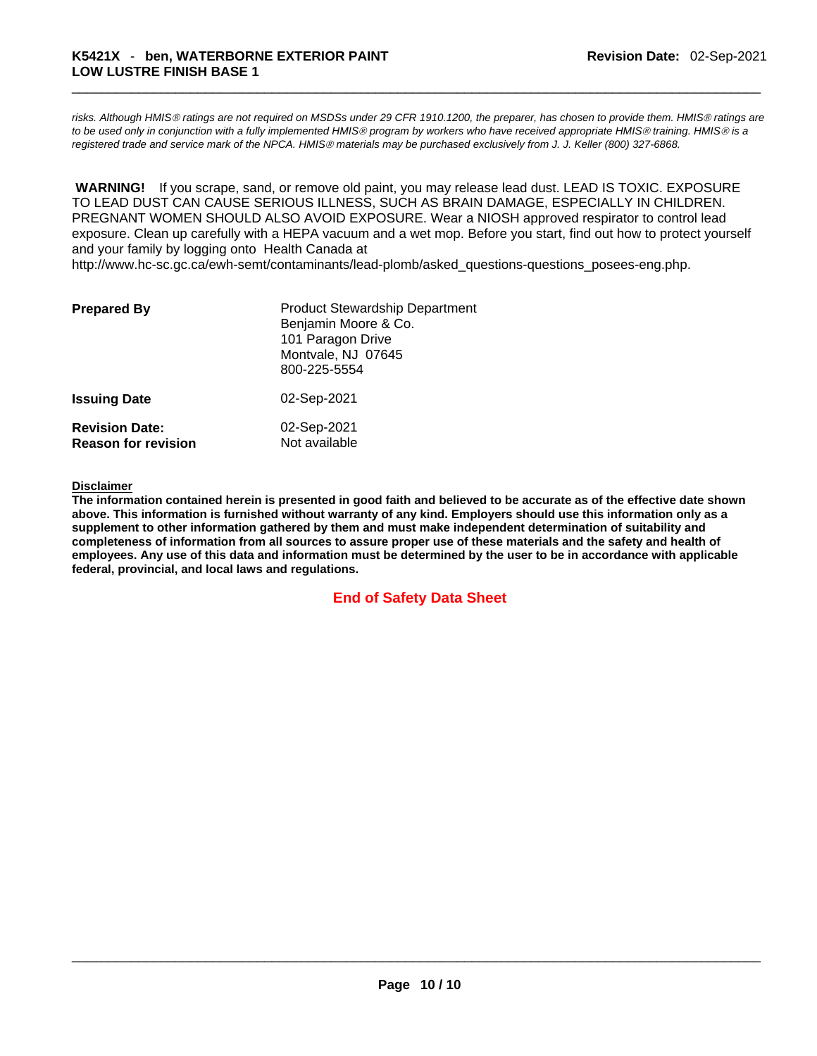*risks. Although HMIS® ratings are not required on MSDSs under 29 CFR 1910.1200, the preparer, has chosen to provide them. HMIS® ratings are to be used only in conjunction with a fully implemented HMIS® program by workers who have received appropriate HMIS® training. HMIS® is a registered trade and service mark of the NPCA. HMIS® materials may be purchased exclusively from J. J. Keller (800) 327-6868.*

**WARNING!** If you scrape, sand, or remove old paint, you may release lead dust. LEAD IS TOXIC. EXPOSURE TO LEAD DUST CAN CAUSE SERIOUS ILLNESS, SUCH AS BRAIN DAMAGE, ESPECIALLY IN CHILDREN. PREGNANT WOMEN SHOULD ALSO AVOID EXPOSURE. Wear a NIOSH approved respirator to control lead exposure. Clean up carefully with a HEPA vacuum and a wet mop. Before you start, find out how to protect yourself and your family by logging onto Health Canada at http://www.hc-sc.gc.ca/ewh-semt/contaminants/lead-plomb/asked_questions-questions_posees-eng.php.

| | |
|---|---|
| **Prepared By** | Product Stewardship Department<br>Benjamin Moore & Co.<br>101 Paragon Drive<br>Montvale, NJ 07645<br>800-225-5554 |
| **Issuing Date** | 02-Sep-2021 |
| **Revision Date:** | 02-Sep-2021 |
| **Reason for revision** | Not available |

**Disclaimer**

**The information contained herein is presented in good faith and believed to be accurate as of the effective date shown above. This information is furnished without warranty of any kind. Employers should use this information only as a supplement to other information gathered by them and must make independent determination of suitability and completeness of information from all sources to assure proper use of these materials and the safety and health of employees. Any use of this data and information must be determined by the user to be in accordance with applicable federal, provincial, and local laws and regulations.**

**End of Safety Data Sheet**